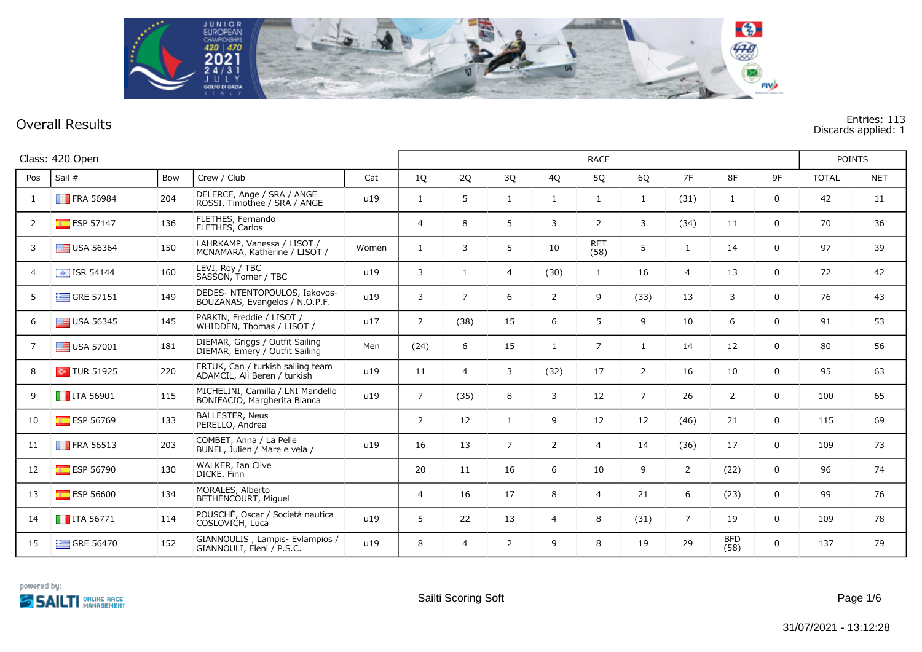# Overall Results

Entries: 113
Discards applied: 1

Class: 420 Open

| Pos | Sail # | Bow | Crew / Club | Cat | RACE | | | | | | | | | POINTS | |
|---|---|---|---|---|---|---|---|---|---|---|---|---|---|---|---|
| | | | | | 1Q | 2Q | 3Q | 4Q | 5Q | 6Q | 7F | 8F | 9F | TOTAL | NET |
| 1 | FRA 56984 | 204 | DELERCE, Ange / SRA / ANGE ROSSI, Timothee / SRA / ANGE | u19 | 1 | 5 | 1 | 1 | 1 | 1 | (31) | 1 | 0 | 42 | 11 |
| 2 | ESP 57147 | 136 | FLETHES, Fernando FLETHES, Carlos | | 4 | 8 | 5 | 3 | 2 | 3 | (34) | 11 | 0 | 70 | 36 |
| 3 | USA 56364 | 150 | LAHRKAMP, Vanessa / LISOT / MCNAMARA, Katherine / LISOT / | Women | 1 | 3 | 5 | 10 | RET (58) | 5 | 1 | 14 | 0 | 97 | 39 |
| 4 | ISR 54144 | 160 | LEVI, Roy / TBC SASSON, Tomer / TBC | u19 | 3 | 1 | 4 | (30) | 1 | 16 | 4 | 13 | 0 | 72 | 42 |
| 5 | GRE 57151 | 149 | DEDES- NTENTOPOULOS, Iakovos- BOUZANAS, Evangelos / N.O.P.F. | u19 | 3 | 7 | 6 | 2 | 9 | (33) | 13 | 3 | 0 | 76 | 43 |
| 6 | USA 56345 | 145 | PARKIN, Freddie / LISOT / WHIDDEN, Thomas / LISOT / | u17 | 2 | (38) | 15 | 6 | 5 | 9 | 10 | 6 | 0 | 91 | 53 |
| 7 | USA 57001 | 181 | DIEMAR, Griggs / Outfit Sailing DIEMAR, Emery / Outfit Sailing | Men | (24) | 6 | 15 | 1 | 7 | 1 | 14 | 12 | 0 | 80 | 56 |
| 8 | TUR 51925 | 220 | ERTUK, Can / turkish sailing team ADAMCIL, Ali Beren / turkish | u19 | 11 | 4 | 3 | (32) | 17 | 2 | 16 | 10 | 0 | 95 | 63 |
| 9 | ITA 56901 | 115 | MICHELINI, Camilla / LNI Mandello BONIFACIO, Margherita Bianca | u19 | 7 | (35) | 8 | 3 | 12 | 7 | 26 | 2 | 0 | 100 | 65 |
| 10 | ESP 56769 | 133 | BALLESTER, Neus PERELLO, Andrea | | 2 | 12 | 1 | 9 | 12 | 12 | (46) | 21 | 0 | 115 | 69 |
| 11 | FRA 56513 | 203 | COMBET, Anna / La Pelle BUNEL, Julien / Mare e vela / | u19 | 16 | 13 | 7 | 2 | 4 | 14 | (36) | 17 | 0 | 109 | 73 |
| 12 | ESP 56790 | 130 | WALKER, Ian Clive DICKE, Finn | | 20 | 11 | 16 | 6 | 10 | 9 | 2 | (22) | 0 | 96 | 74 |
| 13 | ESP 56600 | 134 | MORALES, Alberto BETHENCOURT, Miguel | | 4 | 16 | 17 | 8 | 4 | 21 | 6 | (23) | 0 | 99 | 76 |
| 14 | ITA 56771 | 114 | POUSCHÉ, Oscar / Società nautica COSLOVICH, Luca | u19 | 5 | 22 | 13 | 4 | 8 | (31) | 7 | 19 | 0 | 109 | 78 |
| 15 | GRE 56470 | 152 | GIANNOULIS , Lampis- Evlampios / GIANNOULI, Eleni / P.S.C. | u19 | 8 | 4 | 2 | 9 | 8 | 19 | 29 | BFD (58) | 0 | 137 | 79 |

powered by: SAILTI ONLINE RACE MANAGEMENT

Sailti Scoring Soft

31/07/2021 - 13:12:28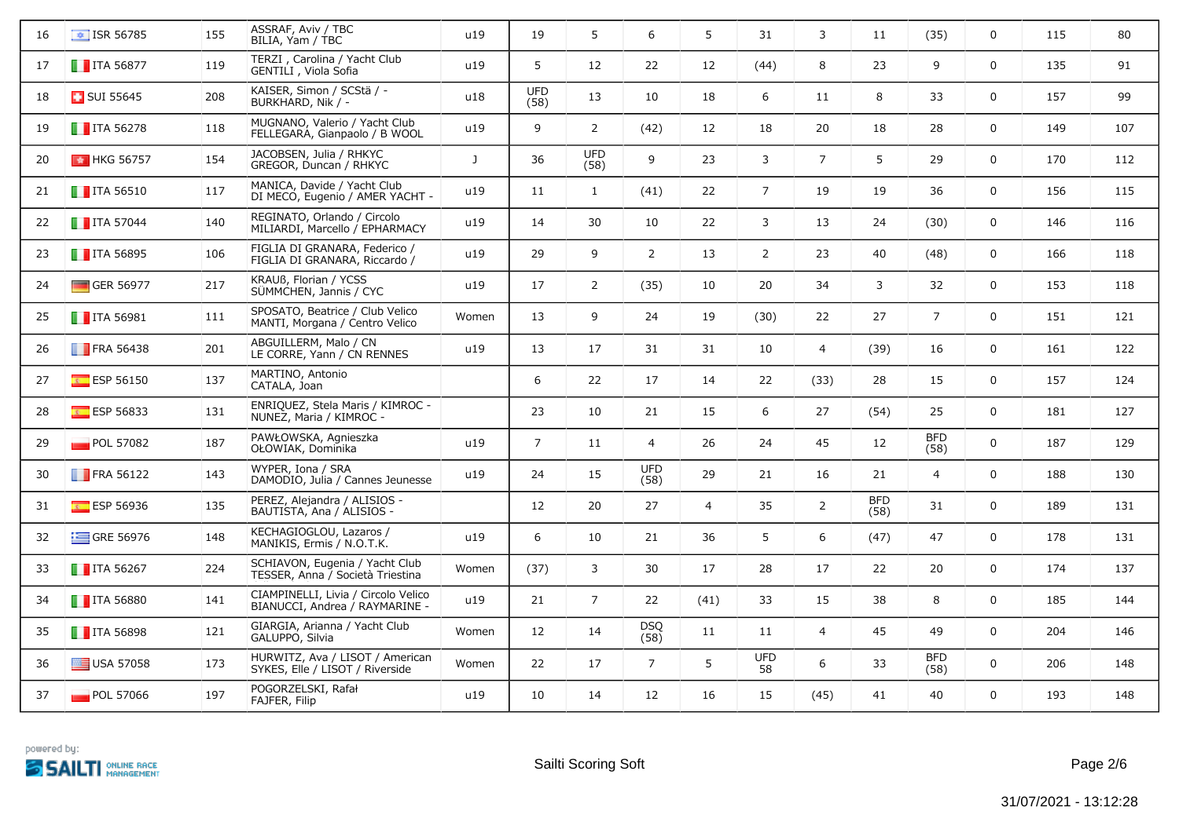| | | | | | | | | | | | | | | | |
|---|---|---|---|---|---|---|---|---|---|---|---|---|---|---|---|
| 16 | ISR 56785 | 155 | ASSRAF, Aviv / TBC<br>BILIA, Yam / TBC | u19 | 19 | 5 | 6 | 5 | 31 | 3 | 11 | (35) | 0 | 115 | 80 |
| 17 | ITA 56877 | 119 | TERZI , Carolina / Yacht Club<br>GENTILI , Viola Sofia | u19 | 5 | 12 | 22 | 12 | (44) | 8 | 23 | 9 | 0 | 135 | 91 |
| 18 | SUI 55645 | 208 | KAISER, Simon / SCStä / -<br>BURKHARD, Nik / - | u18 | UFD (58) | 13 | 10 | 18 | 6 | 11 | 8 | 33 | 0 | 157 | 99 |
| 19 | ITA 56278 | 118 | MUGNANO, Valerio / Yacht Club<br>FELLEGARA, Gianpaolo / B WOOL | u19 | 9 | 2 | (42) | 12 | 18 | 20 | 18 | 28 | 0 | 149 | 107 |
| 20 | HKG 56757 | 154 | JACOBSEN, Julia / RHKYC<br>GREGOR, Duncan / RHKYC | J | 36 | UFD (58) | 9 | 23 | 3 | 7 | 5 | 29 | 0 | 170 | 112 |
| 21 | ITA 56510 | 117 | MANICA, Davide / Yacht Club<br>DI MECO, Eugenio / AMER YACHT - | u19 | 11 | 1 | (41) | 22 | 7 | 19 | 19 | 36 | 0 | 156 | 115 |
| 22 | ITA 57044 | 140 | REGINATO, Orlando / Circolo<br>MILIARDI, Marcello / EPHARMACY | u19 | 14 | 30 | 10 | 22 | 3 | 13 | 24 | (30) | 0 | 146 | 116 |
| 23 | ITA 56895 | 106 | FIGLIA DI GRANARA, Federico /<br>FIGLIA DI GRANARA, Riccardo / | u19 | 29 | 9 | 2 | 13 | 2 | 23 | 40 | (48) | 0 | 166 | 118 |
| 24 | GER 56977 | 217 | KRAUß, Florian / YCSS<br>SÜMMCHEN, Jannis / CYC | u19 | 17 | 2 | (35) | 10 | 20 | 34 | 3 | 32 | 0 | 153 | 118 |
| 25 | ITA 56981 | 111 | SPOSATO, Beatrice / Club Velico<br>MANTI, Morgana / Centro Velico | Women | 13 | 9 | 24 | 19 | (30) | 22 | 27 | 7 | 0 | 151 | 121 |
| 26 | FRA 56438 | 201 | ABGUILLERM, Malo / CN<br>LE CORRE, Yann / CN RENNES | u19 | 13 | 17 | 31 | 31 | 10 | 4 | (39) | 16 | 0 | 161 | 122 |
| 27 | ESP 56150 | 137 | MARTINO, Antonio<br>CATALA, Joan | | 6 | 22 | 17 | 14 | 22 | (33) | 28 | 15 | 0 | 157 | 124 |
| 28 | ESP 56833 | 131 | ENRIQUEZ, Stela Maris / KIMROC -<br>NUNEZ, Maria / KIMROC - | | 23 | 10 | 21 | 15 | 6 | 27 | (54) | 25 | 0 | 181 | 127 |
| 29 | POL 57082 | 187 | PAWŁOWSKA, Agnieszka<br>OŁOWIAK, Dominika | u19 | 7 | 11 | 4 | 26 | 24 | 45 | 12 | BFD (58) | 0 | 187 | 129 |
| 30 | FRA 56122 | 143 | WYPER, Iona / SRA<br>DAMODIO, Julia / Cannes Jeunesse | u19 | 24 | 15 | UFD (58) | 29 | 21 | 16 | 21 | 4 | 0 | 188 | 130 |
| 31 | ESP 56936 | 135 | PEREZ, Alejandra / ALISIOS -<br>BAUTISTA, Ana / ALISIOS - | | 12 | 20 | 27 | 4 | 35 | 2 | BFD (58) | 31 | 0 | 189 | 131 |
| 32 | GRE 56976 | 148 | KECHAGIOGLOU, Lazaros /<br>MANIKIS, Ermis / N.O.T.K. | u19 | 6 | 10 | 21 | 36 | 5 | 6 | (47) | 47 | 0 | 178 | 131 |
| 33 | ITA 56267 | 224 | SCHIAVON, Eugenia / Yacht Club<br>TESSER, Anna / Società Triestina | Women | (37) | 3 | 30 | 17 | 28 | 17 | 22 | 20 | 0 | 174 | 137 |
| 34 | ITA 56880 | 141 | CIAMPINELLI, Livia / Circolo Velico<br>BIANUCCI, Andrea / RAYMARINE - | u19 | 21 | 7 | 22 | (41) | 33 | 15 | 38 | 8 | 0 | 185 | 144 |
| 35 | ITA 56898 | 121 | GIARGIA, Arianna / Yacht Club<br>GALUPPO, Silvia | Women | 12 | 14 | DSQ (58) | 11 | 11 | 4 | 45 | 49 | 0 | 204 | 146 |
| 36 | USA 57058 | 173 | HURWITZ, Ava / LISOT / American<br>SYKES, Elle / LISOT / Riverside | Women | 22 | 17 | 7 | 5 | UFD 58 | 6 | 33 | BFD (58) | 0 | 206 | 148 |
| 37 | POL 57066 | 197 | POGORZELSKI, Rafał<br>FAJFER, Filip | u19 | 10 | 14 | 12 | 16 | 15 | (45) | 41 | 40 | 0 | 193 | 148 |

powered by: SAILTI ONLINE RACE MANAGEMENT

Sailti Scoring Soft

31/07/2021 - 13:12:28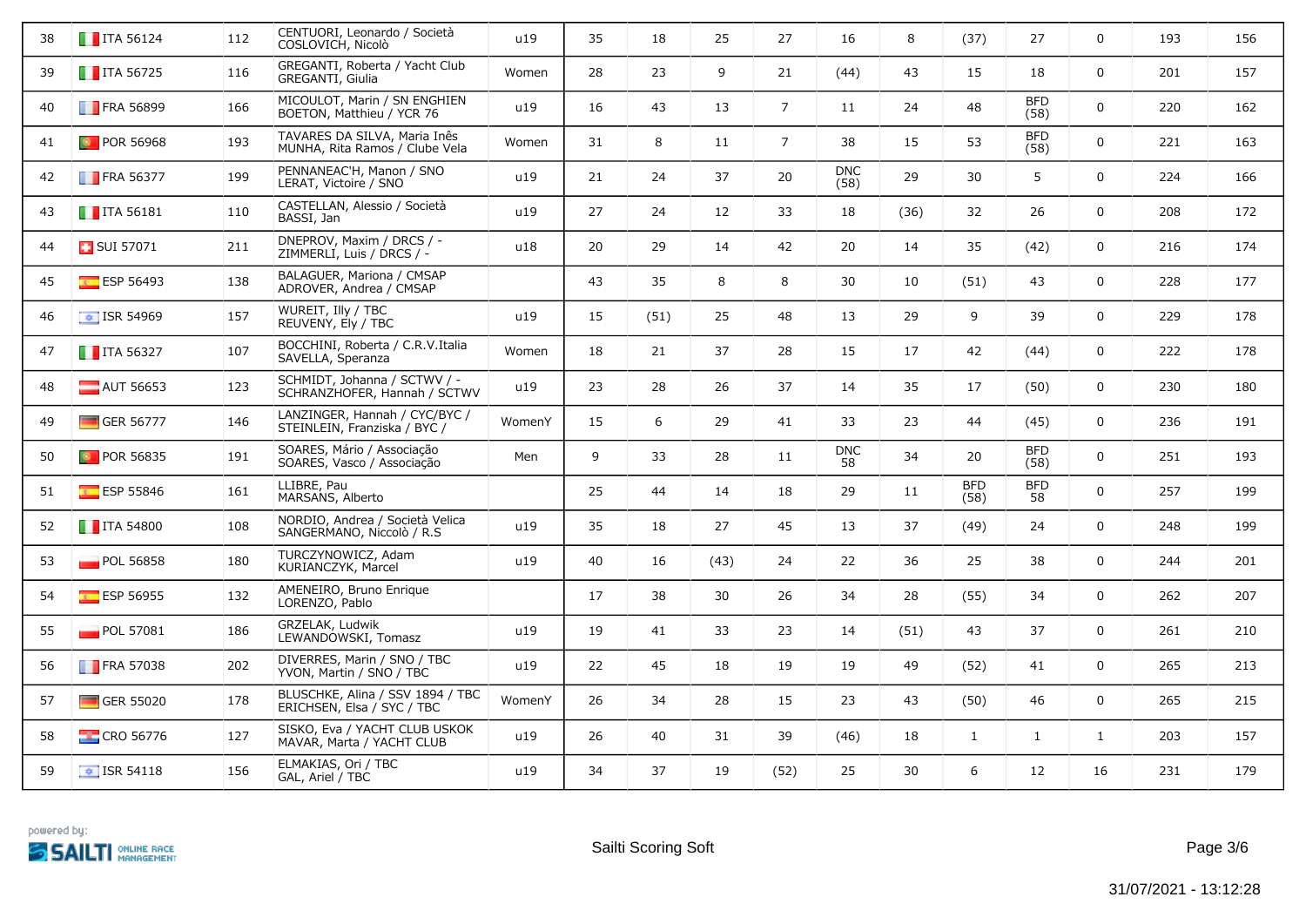| 38 | ITA 56124 | 112 | CENTUORI, Leonardo / Società COSLOVICH, Nicolò | u19 | 35 | 18 | 25 | 27 | 16 | 8 | (37) | 27 | 0 | 193 | 156 |
|---|---|---|---|---|---|---|---|---|---|---|---|---|---|---|---|
| 39 | ITA 56725 | 116 | GREGANTI, Roberta / Yacht Club GREGANTI, Giulia | Women | 28 | 23 | 9 | 21 | (44) | 43 | 15 | 18 | 0 | 201 | 157 |
| 40 | FRA 56899 | 166 | MICOULOT, Marin / SN ENGHIEN BOETON, Matthieu / YCR 76 | u19 | 16 | 43 | 13 | 7 | 11 | 24 | 48 | BFD (58) | 0 | 220 | 162 |
| 41 | POR 56968 | 193 | TAVARES DA SILVA, Maria Inês MUNHA, Rita Ramos / Clube Vela | Women | 31 | 8 | 11 | 7 | 38 | 15 | 53 | BFD (58) | 0 | 221 | 163 |
| 42 | FRA 56377 | 199 | PENNANEAC'H, Manon / SNO LERAT, Victoire / SNO | u19 | 21 | 24 | 37 | 20 | DNC (58) | 29 | 30 | 5 | 0 | 224 | 166 |
| 43 | ITA 56181 | 110 | CASTELLAN, Alessio / Società BASSI, Jan | u19 | 27 | 24 | 12 | 33 | 18 | (36) | 32 | 26 | 0 | 208 | 172 |
| 44 | SUI 57071 | 211 | DNEPROV, Maxim / DRCS / - ZIMMERLI, Luis / DRCS / - | u18 | 20 | 29 | 14 | 42 | 20 | 14 | 35 | (42) | 0 | 216 | 174 |
| 45 | ESP 56493 | 138 | BALAGUER, Mariona / CMSAP ADROVER, Andrea / CMSAP | | 43 | 35 | 8 | 8 | 30 | 10 | (51) | 43 | 0 | 228 | 177 |
| 46 | ISR 54969 | 157 | WUREIT, Illy / TBC REUVENY, Ely / TBC | u19 | 15 | (51) | 25 | 48 | 13 | 29 | 9 | 39 | 0 | 229 | 178 |
| 47 | ITA 56327 | 107 | BOCCHINI, Roberta / C.R.V.Italia SAVELLA, Speranza | Women | 18 | 21 | 37 | 28 | 15 | 17 | 42 | (44) | 0 | 222 | 178 |
| 48 | AUT 56653 | 123 | SCHMIDT, Johanna / SCTWV / - SCHRANZHOFER, Hannah / SCTWV | u19 | 23 | 28 | 26 | 37 | 14 | 35 | 17 | (50) | 0 | 230 | 180 |
| 49 | GER 56777 | 146 | LANZINGER, Hannah / CYC/BYC / STEINLEIN, Franziska / BYC / | WomenY | 15 | 6 | 29 | 41 | 33 | 23 | 44 | (45) | 0 | 236 | 191 |
| 50 | POR 56835 | 191 | SOARES, Mário / Associação SOARES, Vasco / Associação | Men | 9 | 33 | 28 | 11 | DNC 58 | 34 | 20 | BFD (58) | 0 | 251 | 193 |
| 51 | ESP 55846 | 161 | LLIBRE, Pau MARSANS, Alberto | | 25 | 44 | 14 | 18 | 29 | 11 | BFD (58) | BFD 58 | 0 | 257 | 199 |
| 52 | ITA 54800 | 108 | NORDIO, Andrea / Società Velica SANGERMANO, Niccolò / R.S | u19 | 35 | 18 | 27 | 45 | 13 | 37 | (49) | 24 | 0 | 248 | 199 |
| 53 | POL 56858 | 180 | TURCZYNOWICZ, Adam KURIANCZYK, Marcel | u19 | 40 | 16 | (43) | 24 | 22 | 36 | 25 | 38 | 0 | 244 | 201 |
| 54 | ESP 56955 | 132 | AMENEIRO, Bruno Enrique LORENZO, Pablo | | 17 | 38 | 30 | 26 | 34 | 28 | (55) | 34 | 0 | 262 | 207 |
| 55 | POL 57081 | 186 | GRZELAK, Ludwik LEWANDOWSKI, Tomasz | u19 | 19 | 41 | 33 | 23 | 14 | (51) | 43 | 37 | 0 | 261 | 210 |
| 56 | FRA 57038 | 202 | DIVERRES, Marin / SNO / TBC YVON, Martin / SNO / TBC | u19 | 22 | 45 | 18 | 19 | 19 | 49 | (52) | 41 | 0 | 265 | 213 |
| 57 | GER 55020 | 178 | BLUSCHKE, Alina / SSV 1894 / TBC ERICHSEN, Elsa / SYC / TBC | WomenY | 26 | 34 | 28 | 15 | 23 | 43 | (50) | 46 | 0 | 265 | 215 |
| 58 | CRO 56776 | 127 | SISKO, Eva / YACHT CLUB USKOK MAVAR, Marta / YACHT CLUB | u19 | 26 | 40 | 31 | 39 | (46) | 18 | 1 | 1 | 1 | 203 | 157 |
| 59 | ISR 54118 | 156 | ELMAKIAS, Ori / TBC GAL, Ariel / TBC | u19 | 34 | 37 | 19 | (52) | 25 | 30 | 6 | 12 | 16 | 231 | 179 |

powered by: SAILTI ONLINE RACE MANAGEMENT

Sailti Scoring Soft

31/07/2021 - 13:12:28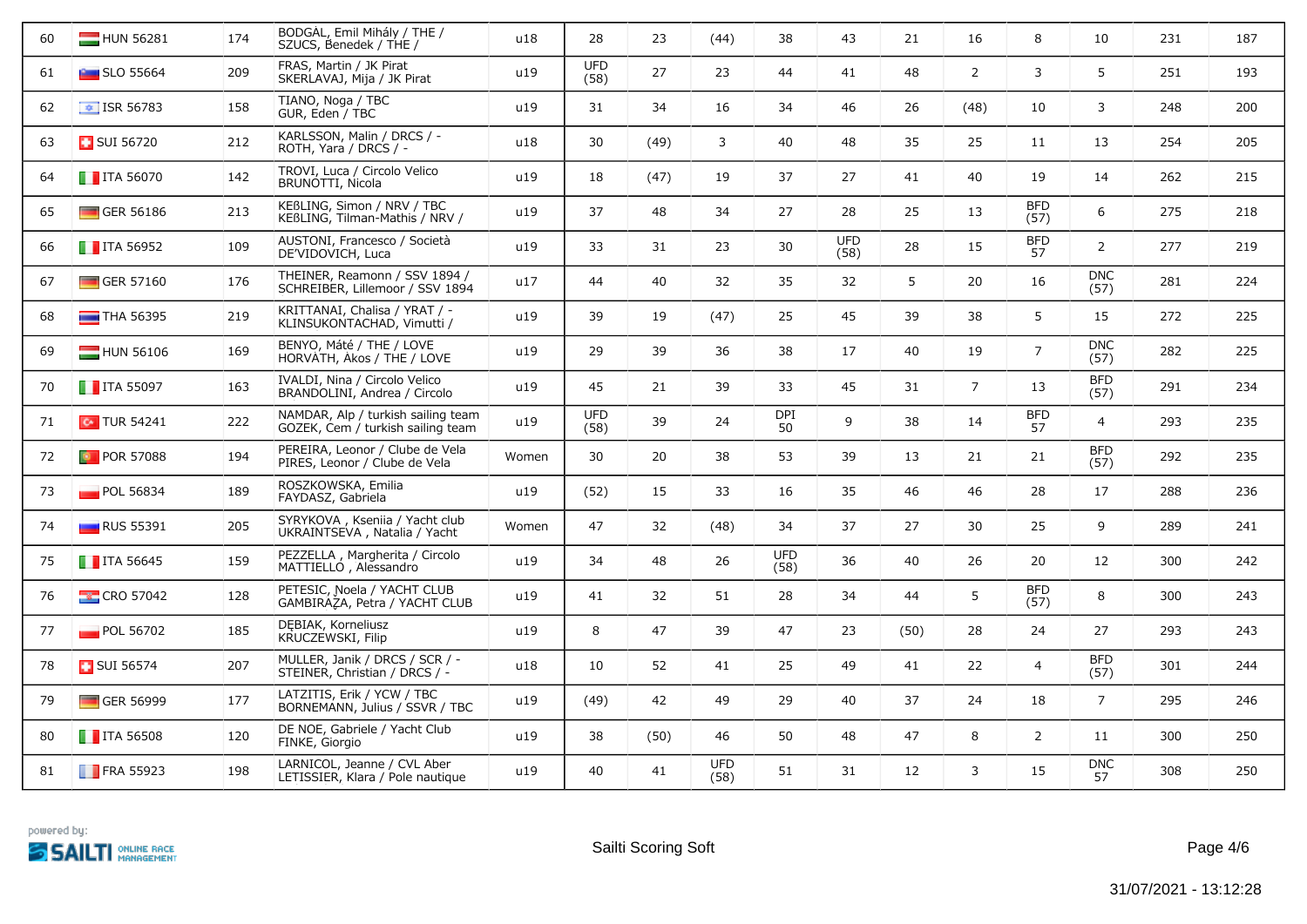| 60 | HUN 56281 | 174 | BODGÁL, Emil Mihály / THE / SZUCS, Benedek / THE / | u18 | 28 | 23 | (44) | 38 | 43 | 21 | 16 | 8 | 10 | 231 | 187 |
|---|---|---|---|---|---|---|---|---|---|---|---|---|---|---|---|
| 61 | SLO 55664 | 209 | FRAS, Martin / JK Pirat SKERLAVAJ, Mija / JK Pirat | u19 | UFD (58) | 27 | 23 | 44 | 41 | 48 | 2 | 3 | 5 | 251 | 193 |
| 62 | ISR 56783 | 158 | TIANO, Noga / TBC GUR, Eden / TBC | u19 | 31 | 34 | 16 | 34 | 46 | 26 | (48) | 10 | 3 | 248 | 200 |
| 63 | SUI 56720 | 212 | KARLSSON, Malin / DRCS / - ROTH, Yara / DRCS / - | u18 | 30 | (49) | 3 | 40 | 48 | 35 | 25 | 11 | 13 | 254 | 205 |
| 64 | ITA 56070 | 142 | TROVI, Luca / Circolo Velico BRUNOTTI, Nicola | u19 | 18 | (47) | 19 | 37 | 27 | 41 | 40 | 19 | 14 | 262 | 215 |
| 65 | GER 56186 | 213 | KEẞLING, Simon / NRV / TBC KEẞLING, Tilman-Mathis / NRV / | u19 | 37 | 48 | 34 | 27 | 28 | 25 | 13 | BFD (57) | 6 | 275 | 218 |
| 66 | ITA 56952 | 109 | AUSTONI, Francesco / Società DE'VIDOVICH, Luca | u19 | 33 | 31 | 23 | 30 | UFD (58) | 28 | 15 | BFD 57 | 2 | 277 | 219 |
| 67 | GER 57160 | 176 | THEINER, Reamonn / SSV 1894 / SCHREIBER, Lillemoor / SSV 1894 | u17 | 44 | 40 | 32 | 35 | 32 | 5 | 20 | 16 | DNC (57) | 281 | 224 |
| 68 | THA 56395 | 219 | KRITTANAI, Chalisa / YRAT / - KLINSUKONTACHAD, Vimutti / | u19 | 39 | 19 | (47) | 25 | 45 | 39 | 38 | 5 | 15 | 272 | 225 |
| 69 | HUN 56106 | 169 | BENYO, Máté / THE / LOVE HORVÁTH, Ákos / THE / LOVE | u19 | 29 | 39 | 36 | 38 | 17 | 40 | 19 | 7 | DNC (57) | 282 | 225 |
| 70 | ITA 55097 | 163 | IVALDI, Nina / Circolo Velico BRANDOLINI, Andrea / Circolo | u19 | 45 | 21 | 39 | 33 | 45 | 31 | 7 | 13 | BFD (57) | 291 | 234 |
| 71 | TUR 54241 | 222 | NAMDAR, Alp / turkish sailing team GOZEK, Cem / turkish sailing team | u19 | UFD (58) | 39 | 24 | DPI 50 | 9 | 38 | 14 | BFD 57 | 4 | 293 | 235 |
| 72 | POR 57088 | 194 | PEREIRA, Leonor / Clube de Vela PIRES, Leonor / Clube de Vela | Women | 30 | 20 | 38 | 53 | 39 | 13 | 21 | 21 | BFD (57) | 292 | 235 |
| 73 | POL 56834 | 189 | ROSZKOWSKA, Emilia FAYDASZ, Gabriela | u19 | (52) | 15 | 33 | 16 | 35 | 46 | 46 | 28 | 17 | 288 | 236 |
| 74 | RUS 55391 | 205 | SYRYKOVA , Kseniia / Yacht club UKRAINTSEVA , Natalia / Yacht | Women | 47 | 32 | (48) | 34 | 37 | 27 | 30 | 25 | 9 | 289 | 241 |
| 75 | ITA 56645 | 159 | PEZZELLA , Margherita / Circolo MATTIELLO , Alessandro | u19 | 34 | 48 | 26 | UFD (58) | 36 | 40 | 26 | 20 | 12 | 300 | 242 |
| 76 | CRO 57042 | 128 | PETESIC, Noela / YACHT CLUB GAMBIRAŽA, Petra / YACHT CLUB | u19 | 41 | 32 | 51 | 28 | 34 | 44 | 5 | BFD (57) | 8 | 300 | 243 |
| 77 | POL 56702 | 185 | DĘBIAK, Korneliusz KRUCZEWSKI, Filip | u19 | 8 | 47 | 39 | 47 | 23 | (50) | 28 | 24 | 27 | 293 | 243 |
| 78 | SUI 56574 | 207 | MULLER, Janik / DRCS / SCR / - STEINER, Christian / DRCS / - | u18 | 10 | 52 | 41 | 25 | 49 | 41 | 22 | 4 | BFD (57) | 301 | 244 |
| 79 | GER 56999 | 177 | LATZITIS, Erik / YCW / TBC BORNEMANN, Julius / SSVR / TBC | u19 | (49) | 42 | 49 | 29 | 40 | 37 | 24 | 18 | 7 | 295 | 246 |
| 80 | ITA 56508 | 120 | DE NOE, Gabriele / Yacht Club FINKE, Giorgio | u19 | 38 | (50) | 46 | 50 | 48 | 47 | 8 | 2 | 11 | 300 | 250 |
| 81 | FRA 55923 | 198 | LARNICOL, Jeanne / CVL Aber LETISSIER, Klara / Pole nautique | u19 | 40 | 41 | UFD (58) | 51 | 31 | 12 | 3 | 15 | DNC 57 | 308 | 250 |

powered by: SAILTI ONLINE RACE MANAGEMENT

Sailti Scoring Soft

31/07/2021 - 13:12:28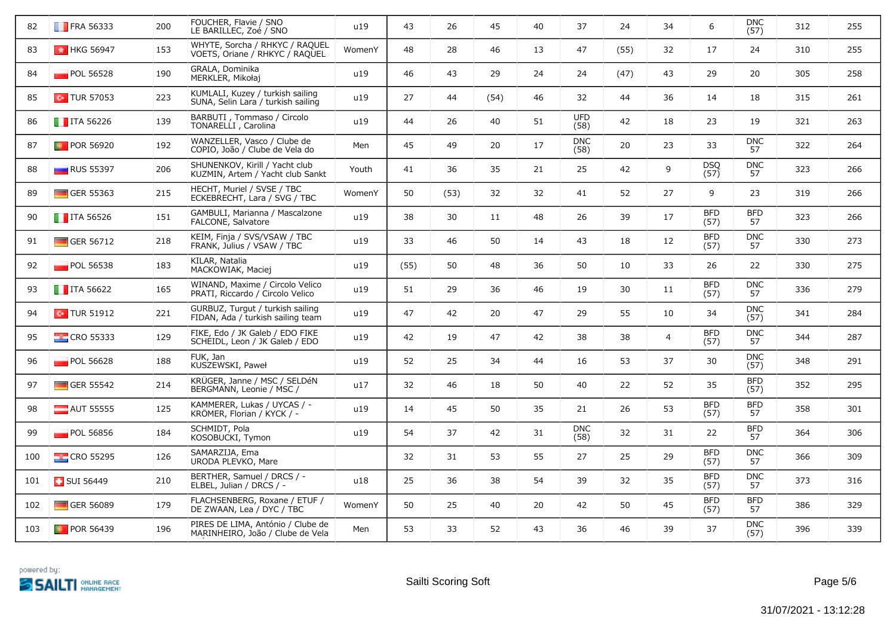| 82 | FRA 56333 | 200 | FOUCHER, Flavie / SNO<br>LE BARILLEC, Zoé / SNO | u19 | 43 | 26 | 45 | 40 | 37 | 24 | 34 | 6 | DNC (57) | 312 | 255 |
|---|---|---|---|---|---|---|---|---|---|---|---|---|---|---|---|
| 83 | HKG 56947 | 153 | WHYTE, Sorcha / RHKYC / RAQUEL<br>VOETS, Oriane / RHKYC / RAQUEL | WomenY | 48 | 28 | 46 | 13 | 47 | (55) | 32 | 17 | 24 | 310 | 255 |
| 84 | POL 56528 | 190 | GRALA, Dominika<br>MERKLER, Mikołaj | u19 | 46 | 43 | 29 | 24 | 24 | (47) | 43 | 29 | 20 | 305 | 258 |
| 85 | TUR 57053 | 223 | KUMLALI, Kuzey / turkish sailing<br>SUNA, Selin Lara / turkish sailing | u19 | 27 | 44 | (54) | 46 | 32 | 44 | 36 | 14 | 18 | 315 | 261 |
| 86 | ITA 56226 | 139 | BARBUTI , Tommaso / Circolo<br>TONARELLI , Carolina | u19 | 44 | 26 | 40 | 51 | UFD (58) | 42 | 18 | 23 | 19 | 321 | 263 |
| 87 | POR 56920 | 192 | WANZELLER, Vasco / Clube de<br>COPIO, João / Clube de Vela do | Men | 45 | 49 | 20 | 17 | DNC (58) | 20 | 23 | 33 | DNC 57 | 322 | 264 |
| 88 | RUS 55397 | 206 | SHUNENKOV, Kirill / Yacht club<br>KUZMIN, Artem / Yacht club Sankt | Youth | 41 | 36 | 35 | 21 | 25 | 42 | 9 | DSQ (57) | DNC 57 | 323 | 266 |
| 89 | GER 55363 | 215 | HECHT, Muriel / SVSE / TBC<br>ECKEBRECHT, Lara / SVG / TBC | WomenY | 50 | (53) | 32 | 32 | 41 | 52 | 27 | 9 | 23 | 319 | 266 |
| 90 | ITA 56526 | 151 | GAMBULI, Marianna / Mascalzone<br>FALCONE, Salvatore | u19 | 38 | 30 | 11 | 48 | 26 | 39 | 17 | BFD (57) | BFD 57 | 323 | 266 |
| 91 | GER 56712 | 218 | KEIM, Finja / SVS/VSAW / TBC<br>FRANK, Julius / VSAW / TBC | u19 | 33 | 46 | 50 | 14 | 43 | 18 | 12 | BFD (57) | DNC 57 | 330 | 273 |
| 92 | POL 56538 | 183 | KILAR, Natalia<br>MACKOWIAK, Maciej | u19 | (55) | 50 | 48 | 36 | 50 | 10 | 33 | 26 | 22 | 330 | 275 |
| 93 | ITA 56622 | 165 | WINAND, Maxime / Circolo Velico<br>PRATI, Riccardo / Circolo Velico | u19 | 51 | 29 | 36 | 46 | 19 | 30 | 11 | BFD (57) | DNC 57 | 336 | 279 |
| 94 | TUR 51912 | 221 | GURBUZ, Turgut / turkish sailing<br>FIDAN, Ada / turkish sailing team | u19 | 47 | 42 | 20 | 47 | 29 | 55 | 10 | 34 | DNC (57) | 341 | 284 |
| 95 | CRO 55333 | 129 | FIKE, Edo / JK Galeb / EDO FIKE<br>SCHEIDL, Leon / JK Galeb / EDO | u19 | 42 | 19 | 47 | 42 | 38 | 38 | 4 | BFD (57) | DNC 57 | 344 | 287 |
| 96 | POL 56628 | 188 | FUK, Jan<br>KUSZEWSKI, Paweł | u19 | 52 | 25 | 34 | 44 | 16 | 53 | 37 | 30 | DNC (57) | 348 | 291 |
| 97 | GER 55542 | 214 | KRÜGER, Janne / MSC / SELDéN<br>BERGMANN, Leonie / MSC / | u17 | 32 | 46 | 18 | 50 | 40 | 22 | 52 | 35 | BFD (57) | 352 | 295 |
| 98 | AUT 55555 | 125 | KAMMERER, Lukas / UYCAS / -<br>KRÖMER, Florian / KYCK / - | u19 | 14 | 45 | 50 | 35 | 21 | 26 | 53 | BFD (57) | BFD 57 | 358 | 301 |
| 99 | POL 56856 | 184 | SCHMIDT, Pola<br>KOSOBUCKI, Tymon | u19 | 54 | 37 | 42 | 31 | DNC (58) | 32 | 31 | 22 | BFD 57 | 364 | 306 |
| 100 | CRO 55295 | 126 | SAMARZIJA, Ema<br>URODA PLEVKO, Mare | | 32 | 31 | 53 | 55 | 27 | 25 | 29 | BFD (57) | DNC 57 | 366 | 309 |
| 101 | SUI 56449 | 210 | BERTHER, Samuel / DRCS / -<br>ELBEL, Julian / DRCS / - | u18 | 25 | 36 | 38 | 54 | 39 | 32 | 35 | BFD (57) | DNC 57 | 373 | 316 |
| 102 | GER 56089 | 179 | FLACHSENBERG, Roxane / ETUF /<br>DE ZWAAN, Lea / DYC / TBC | WomenY | 50 | 25 | 40 | 20 | 42 | 50 | 45 | BFD (57) | BFD 57 | 386 | 329 |
| 103 | POR 56439 | 196 | PIRES DE LIMA, António / Clube de<br>MARINHEIRO, João / Clube de Vela | Men | 53 | 33 | 52 | 43 | 36 | 46 | 39 | 37 | DNC (57) | 396 | 339 |

powered by: SAILTI ONLINE RACE MANAGEMENT

Sailti Scoring Soft

31/07/2021 - 13:12:28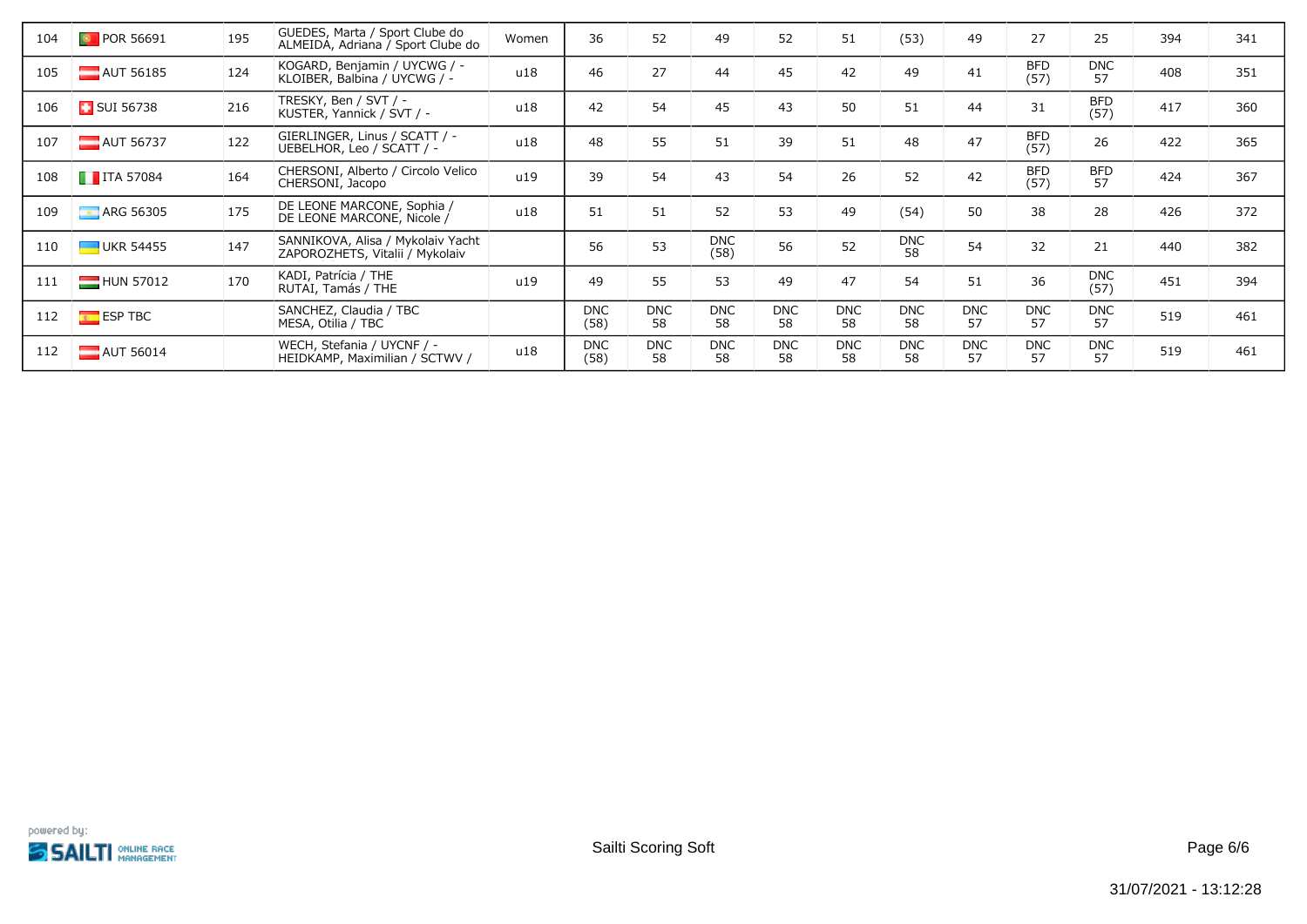| | | | | | | | | | | | | | | | |
|---|---|---|---|---|---|---|---|---|---|---|---|---|---|---|---|
| 104 | POR 56691 | 195 | GUEDES, Marta / Sport Clube do ALMEIDA, Adriana / Sport Clube do | Women | 36 | 52 | 49 | 52 | 51 | (53) | 49 | 27 | 25 | 394 | 341 |
| 105 | AUT 56185 | 124 | KOGARD, Benjamin / UYCWG / - KLOIBER, Balbina / UYCWG / - | u18 | 46 | 27 | 44 | 45 | 42 | 49 | 41 | BFD (57) | DNC 57 | 408 | 351 |
| 106 | SUI 56738 | 216 | TRESKY, Ben / SVT / - KUSTER, Yannick / SVT / - | u18 | 42 | 54 | 45 | 43 | 50 | 51 | 44 | 31 | BFD (57) | 417 | 360 |
| 107 | AUT 56737 | 122 | GIERLINGER, Linus / SCATT / - UEBELHOR, Leo / SCATT / - | u18 | 48 | 55 | 51 | 39 | 51 | 48 | 47 | BFD (57) | 26 | 422 | 365 |
| 108 | ITA 57084 | 164 | CHERSONI, Alberto / Circolo Velico CHERSONI, Jacopo | u19 | 39 | 54 | 43 | 54 | 26 | 52 | 42 | BFD (57) | BFD 57 | 424 | 367 |
| 109 | ARG 56305 | 175 | DE LEONE MARCONE, Sophia / DE LEONE MARCONE, Nicole / | u18 | 51 | 51 | 52 | 53 | 49 | (54) | 50 | 38 | 28 | 426 | 372 |
| 110 | UKR 54455 | 147 | SANNIKOVA, Alisa / Mykolaiv Yacht ZAPOROZHETS, Vitalii / Mykolaiv | | 56 | 53 | DNC (58) | 56 | 52 | DNC 58 | 54 | 32 | 21 | 440 | 382 |
| 111 | HUN 57012 | 170 | KADI, Patrícia / THE RUTAI, Tamás / THE | u19 | 49 | 55 | 53 | 49 | 47 | 54 | 51 | 36 | DNC (57) | 451 | 394 |
| 112 | ESP TBC | | SANCHEZ, Claudia / TBC MESA, Otilia / TBC | | DNC (58) | DNC 58 | DNC 58 | DNC 58 | DNC 58 | DNC 58 | DNC 57 | DNC 57 | DNC 57 | 519 | 461 |
| 112 | AUT 56014 | | WECH, Stefania / UYCNF / - HEIDKAMP, Maximilian / SCTWV / | u18 | DNC (58) | DNC 58 | DNC 58 | DNC 58 | DNC 58 | DNC 58 | DNC 57 | DNC 57 | DNC 57 | 519 | 461 |

powered by: SAILTI ONLINE RACE MANAGEMENT

Sailti Scoring Soft

31/07/2021 - 13:12:28